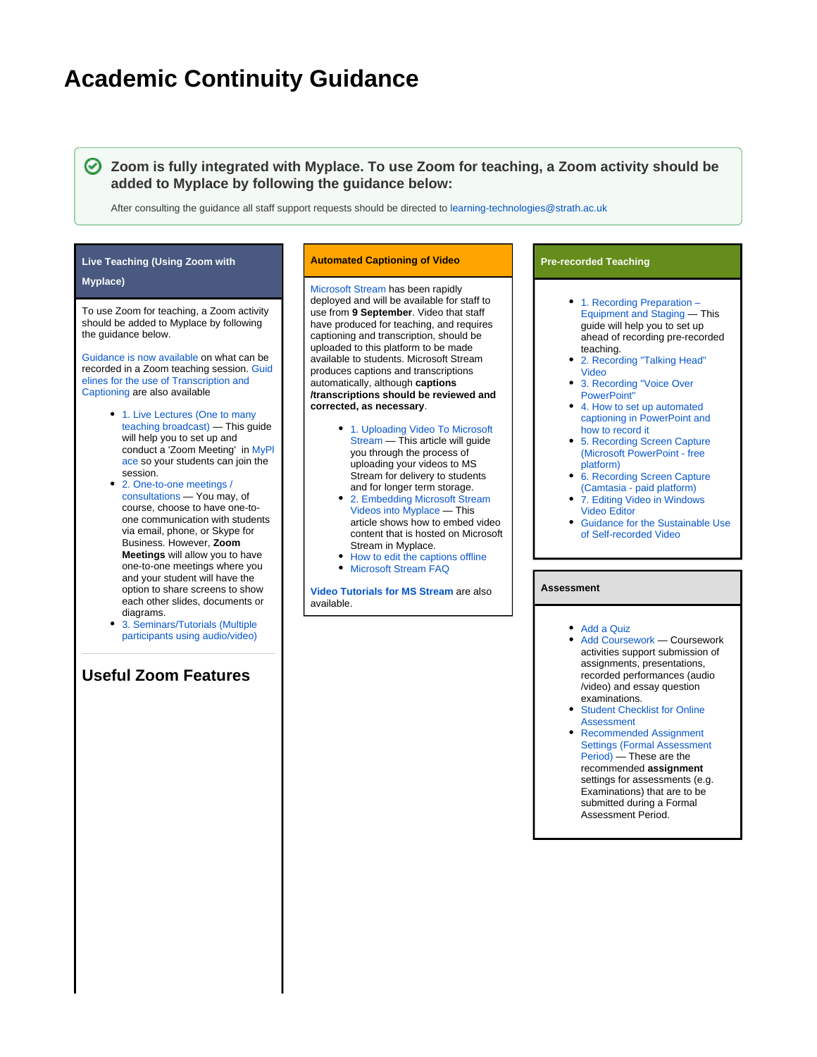# Academic Continuity Guidance

**Zoom is fully integrated with Myplace. To use Zoom for teaching, a Zoom activity should be added to Myplace by following the guidance below:**

After consulting the guidance all staff support requests should be directed to learning-technologies@strath.ac.uk

### Live Teaching (Using Zoom with Myplace)

To use Zoom for teaching, a Zoom activity should be added to Myplace by following the guidance below.

Guidance is now available on what can be recorded in a Zoom teaching session. Guidelines for the use of Transcription and Captioning are also available

- 1. Live Lectures (One to many teaching broadcast) — This guide will help you to set up and conduct a 'Zoom Meeting' in MyPlace so your students can join the session.
- 2. One-to-one meetings / consultations — You may, of course, choose to have one-to-one communication with students via email, phone, or Skype for Business. However, **Zoom Meetings** will allow you to have one-to-one meetings where you and your student will have the option to share screens to show each other slides, documents or diagrams.
- 3. Seminars/Tutorials (Multiple participants using audio/video)

## Useful Zoom Features

### Automated Captioning of Video

Microsoft Stream has been rapidly deployed and will be available for staff to use from **9 September**. Video that staff have produced for teaching, and requires captioning and transcription, should be uploaded to this platform to be made available to students. Microsoft Stream produces captions and transcriptions automatically, although **captions /transcriptions should be reviewed and corrected, as necessary**.

- 1. Uploading Video To Microsoft Stream — This article will guide you through the process of uploading your videos to MS Stream for delivery to students and for longer term storage.
- 2. Embedding Microsoft Stream Videos into Myplace — This article shows how to embed video content that is hosted on Microsoft Stream in Myplace.
- How to edit the captions offline
- Microsoft Stream FAQ

**Video Tutorials for MS Stream** are also available.

### Pre-recorded Teaching

- 1. Recording Preparation – Equipment and Staging — This guide will help you to set up ahead of recording pre-recorded teaching.
- 2. Recording "Talking Head" Video
- 3. Recording "Voice Over PowerPoint"
- 4. How to set up automated captioning in PowerPoint and how to record it
- 5. Recording Screen Capture (Microsoft PowerPoint - free platform)
- 6. Recording Screen Capture (Camtasia - paid platform)
- 7. Editing Video in Windows Video Editor
- Guidance for the Sustainable Use of Self-recorded Video

### Assessment

- Add a Quiz
- Add Coursework — Coursework activities support submission of assignments, presentations, recorded performances (audio /video) and essay question examinations.
- Student Checklist for Online Assessment
- Recommended Assignment Settings (Formal Assessment Period) — These are the recommended **assignment** settings for assessments (e.g. Examinations) that are to be submitted during a Formal Assessment Period.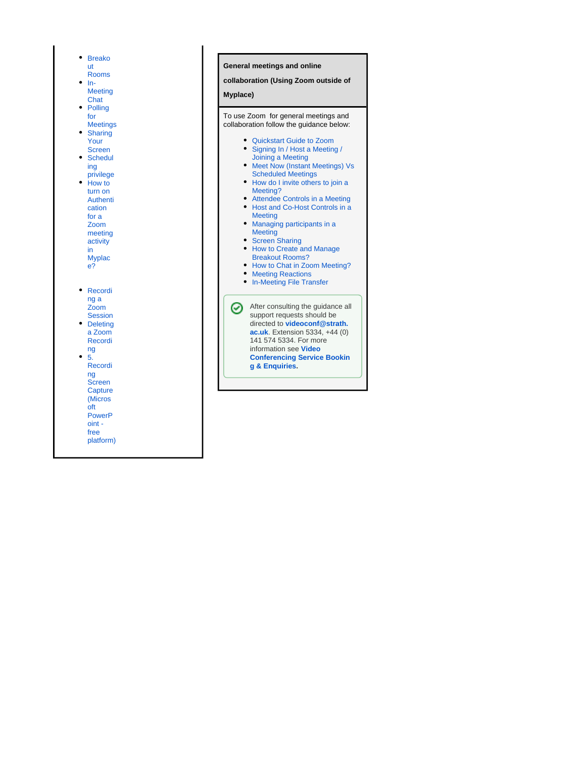- Breakout Rooms
- In-Meeting Chat
- Polling for Meetings
- Sharing Your Screen
- Scheduling privilege
- How to turn on Authentication for a Zoom meeting activity in Myplace?

- Recording a Zoom Session
- Deleting a Zoom Recording
- 5. Recording Screen Capture (Microsoft PowerPoint - free platform)

**General meetings and online collaboration (Using Zoom outside of Myplace)**

To use Zoom for general meetings and collaboration follow the guidance below:

- Quickstart Guide to Zoom
- Signing In / Host a Meeting / Joining a Meeting
- Meet Now (Instant Meetings) Vs Scheduled Meetings
- How do I invite others to join a Meeting?
- Attendee Controls in a Meeting
- Host and Co-Host Controls in a Meeting
- Managing participants in a Meeting
- Screen Sharing
- How to Create and Manage Breakout Rooms?
- How to Chat in Zoom Meeting?
- Meeting Reactions
- In-Meeting File Transfer

After consulting the guidance all support requests should be directed to **videoconf@strath.ac.uk**. Extension 5334, +44 (0) 141 574 5334. For more information see **Video Conferencing Service Booking & Enquiries.**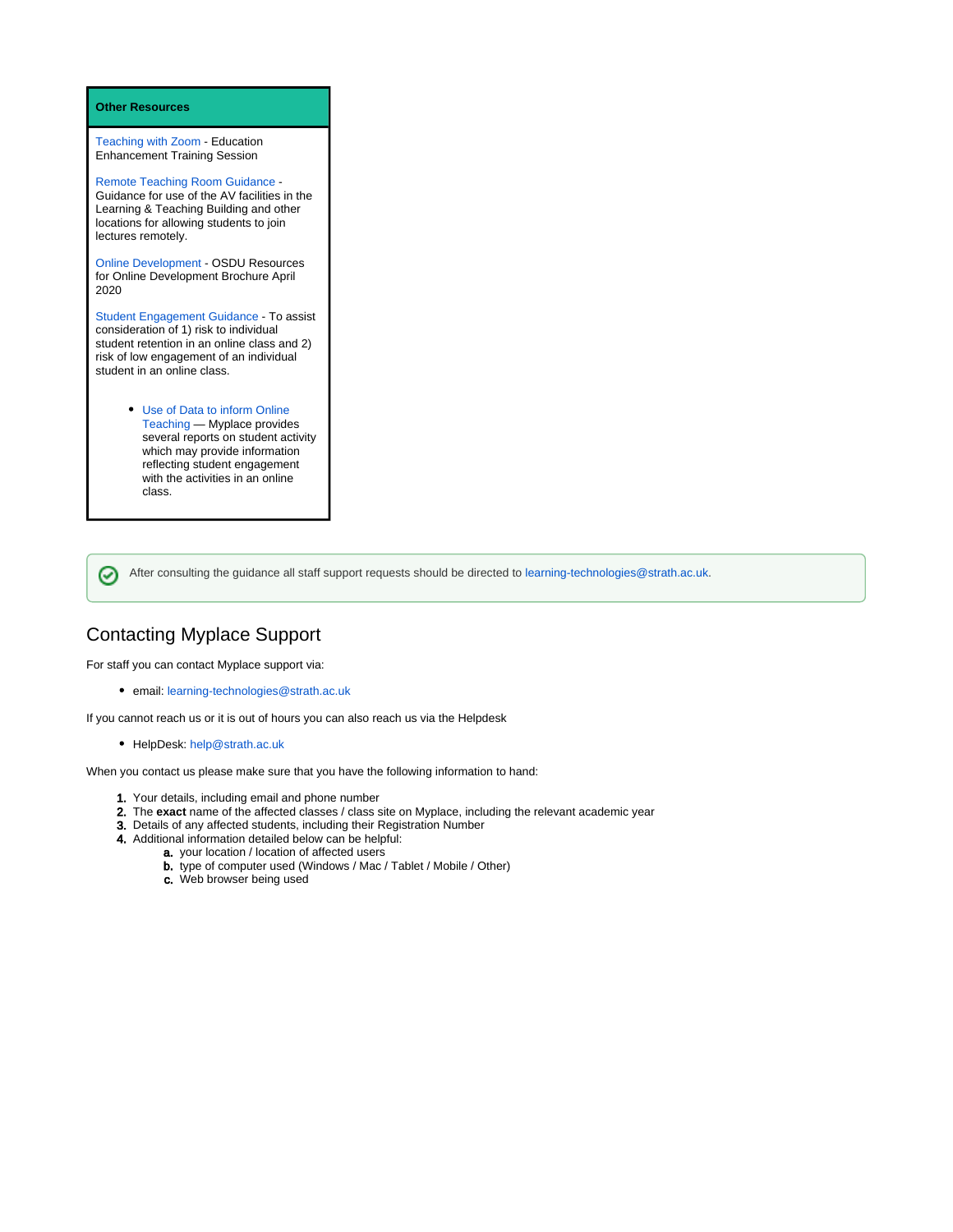**Other Resources**

Teaching with Zoom - Education Enhancement Training Session

Remote Teaching Room Guidance - Guidance for use of the AV facilities in the Learning & Teaching Building and other locations for allowing students to join lectures remotely.

Online Development - OSDU Resources for Online Development Brochure April 2020

Student Engagement Guidance - To assist consideration of 1) risk to individual student retention in an online class and 2) risk of low engagement of an individual student in an online class.

- Use of Data to inform Online Teaching — Myplace provides several reports on student activity which may provide information reflecting student engagement with the activities in an online class.

After consulting the guidance all staff support requests should be directed to learning-technologies@strath.ac.uk.

## Contacting Myplace Support

For staff you can contact Myplace support via:

- email: learning-technologies@strath.ac.uk

If you cannot reach us or it is out of hours you can also reach us via the Helpdesk

- HelpDesk: help@strath.ac.uk

When you contact us please make sure that you have the following information to hand:

1. Your details, including email and phone number
2. The **exact** name of the affected classes / class site on Myplace, including the relevant academic year
3. Details of any affected students, including their Registration Number
4. Additional information detailed below can be helpful:
   a. your location / location of affected users
   b. type of computer used (Windows / Mac / Tablet / Mobile / Other)
   c. Web browser being used